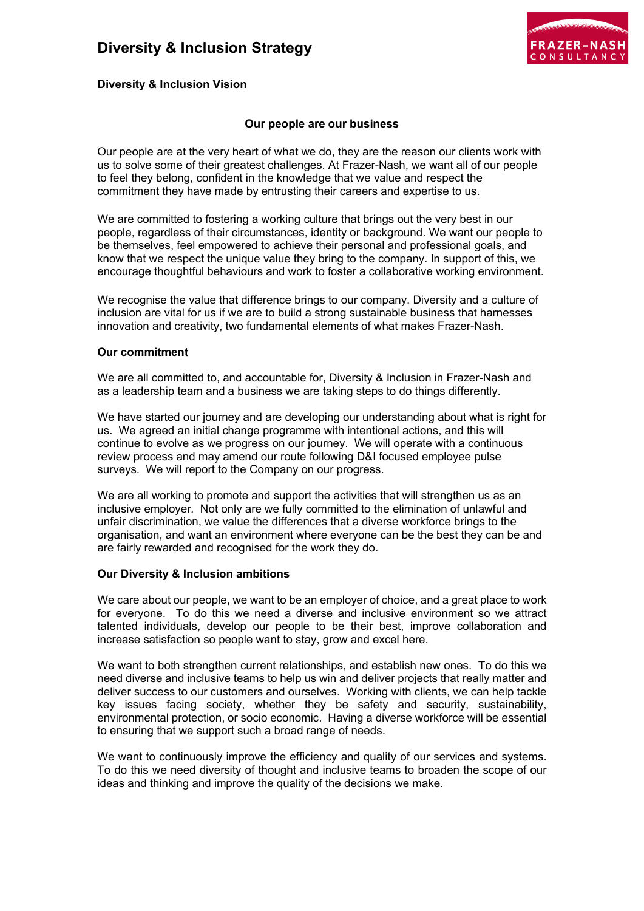# Diversity & Inclusion Strategy

### Diversity & Inclusion Vision

**Our people are our business**

Our people are at the very heart of what we do, they are the reason our clients work with us to solve some of their greatest challenges. At Frazer-Nash, we want all of our people to feel they belong, confident in the knowledge that we value and respect the commitment they have made by entrusting their careers and expertise to us.

We are committed to fostering a working culture that brings out the very best in our people, regardless of their circumstances, identity or background. We want our people to be themselves, feel empowered to achieve their personal and professional goals, and know that we respect the unique value they bring to the company. In support of this, we encourage thoughtful behaviours and work to foster a collaborative working environment.

We recognise the value that difference brings to our company. Diversity and a culture of inclusion are vital for us if we are to build a strong sustainable business that harnesses innovation and creativity, two fundamental elements of what makes Frazer-Nash.

### Our commitment

We are all committed to, and accountable for, Diversity & Inclusion in Frazer-Nash and as a leadership team and a business we are taking steps to do things differently.

We have started our journey and are developing our understanding about what is right for us. We agreed an initial change programme with intentional actions, and this will continue to evolve as we progress on our journey. We will operate with a continuous review process and may amend our route following D&I focused employee pulse surveys. We will report to the Company on our progress.

We are all working to promote and support the activities that will strengthen us as an inclusive employer. Not only are we fully committed to the elimination of unlawful and unfair discrimination, we value the differences that a diverse workforce brings to the organisation, and want an environment where everyone can be the best they can be and are fairly rewarded and recognised for the work they do.

### Our Diversity & Inclusion ambitions

We care about our people, we want to be an employer of choice, and a great place to work for everyone. To do this we need a diverse and inclusive environment so we attract talented individuals, develop our people to be their best, improve collaboration and increase satisfaction so people want to stay, grow and excel here.

We want to both strengthen current relationships, and establish new ones. To do this we need diverse and inclusive teams to help us win and deliver projects that really matter and deliver success to our customers and ourselves. Working with clients, we can help tackle key issues facing society, whether they be safety and security, sustainability, environmental protection, or socio economic. Having a diverse workforce will be essential to ensuring that we support such a broad range of needs.

We want to continuously improve the efficiency and quality of our services and systems. To do this we need diversity of thought and inclusive teams to broaden the scope of our ideas and thinking and improve the quality of the decisions we make.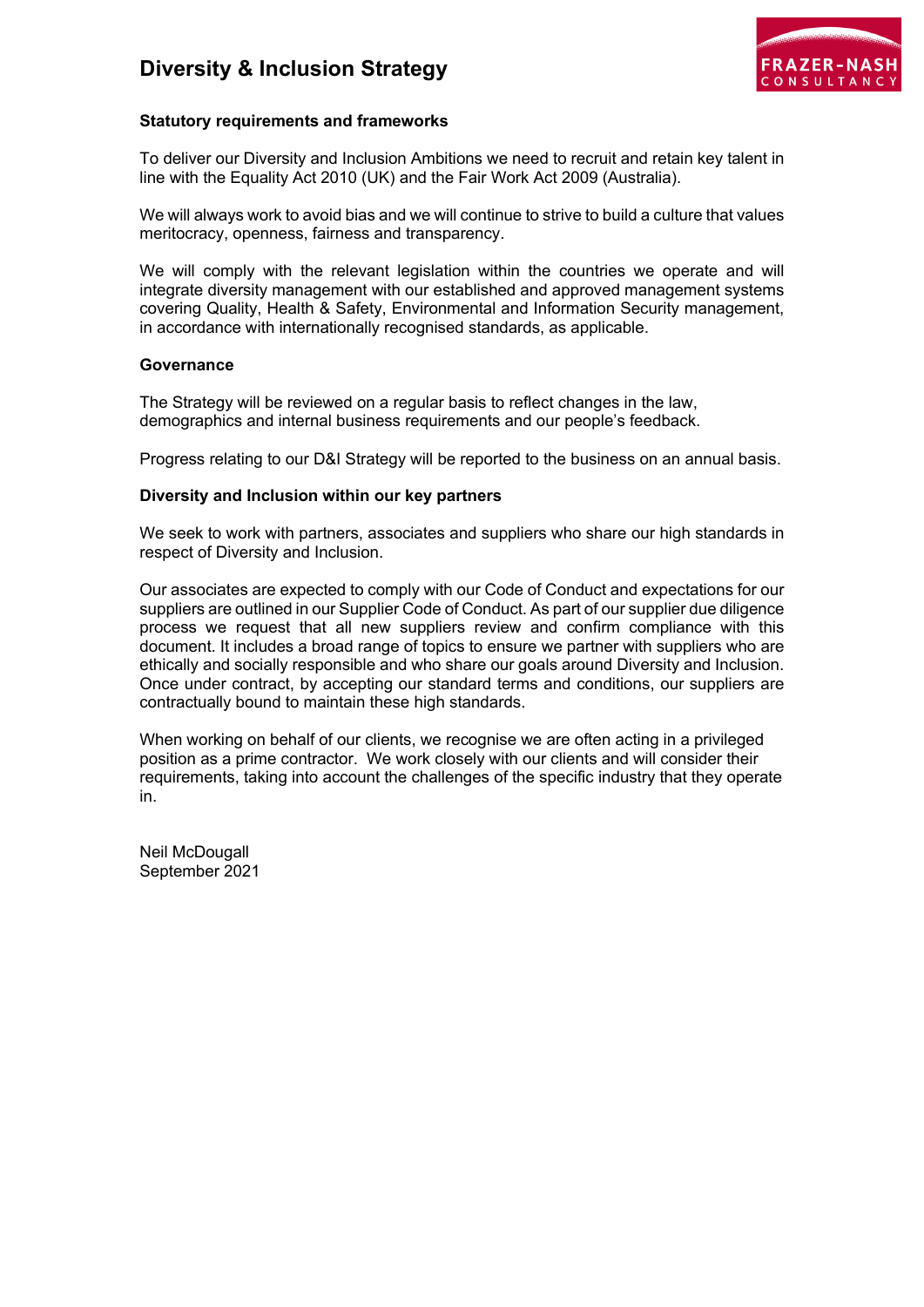# Diversity & Inclusion Strategy

**Statutory requirements and frameworks**

To deliver our Diversity and Inclusion Ambitions we need to recruit and retain key talent in line with the Equality Act 2010 (UK) and the Fair Work Act 2009 (Australia).

We will always work to avoid bias and we will continue to strive to build a culture that values meritocracy, openness, fairness and transparency.

We will comply with the relevant legislation within the countries we operate and will integrate diversity management with our established and approved management systems covering Quality, Health & Safety, Environmental and Information Security management, in accordance with internationally recognised standards, as applicable.

**Governance**

The Strategy will be reviewed on a regular basis to reflect changes in the law, demographics and internal business requirements and our people's feedback.

Progress relating to our D&I Strategy will be reported to the business on an annual basis.

**Diversity and Inclusion within our key partners**

We seek to work with partners, associates and suppliers who share our high standards in respect of Diversity and Inclusion.

Our associates are expected to comply with our Code of Conduct and expectations for our suppliers are outlined in our Supplier Code of Conduct. As part of our supplier due diligence process we request that all new suppliers review and confirm compliance with this document. It includes a broad range of topics to ensure we partner with suppliers who are ethically and socially responsible and who share our goals around Diversity and Inclusion. Once under contract, by accepting our standard terms and conditions, our suppliers are contractually bound to maintain these high standards.

When working on behalf of our clients, we recognise we are often acting in a privileged position as a prime contractor. We work closely with our clients and will consider their requirements, taking into account the challenges of the specific industry that they operate in.

Neil McDougall
September 2021